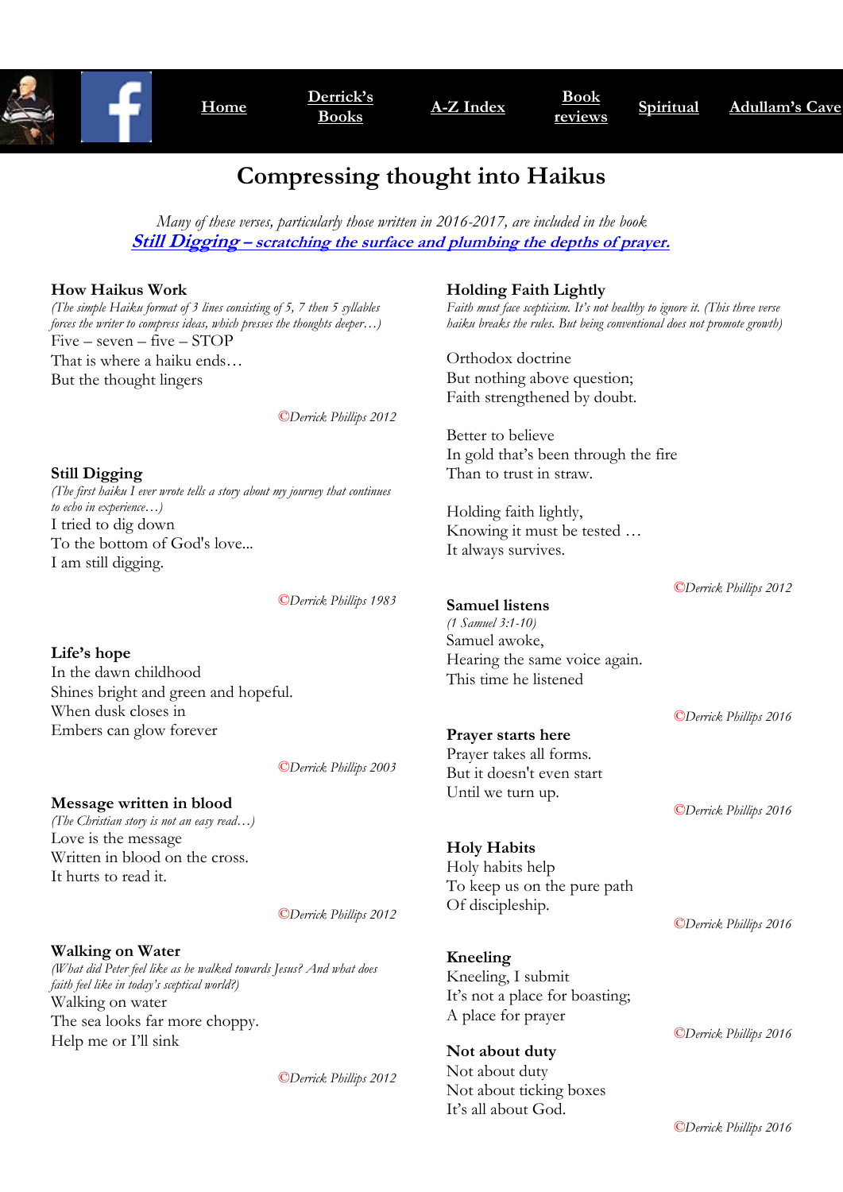Home | Derrick's Books | A-Z Index | Book reviews | Spiritual | Adullam's Cave

# Compressing thought into Haikus

*Many of these verses, particularly those written in 2016-2017, are included in the book* ***Still Digging – scratching the surface and plumbing the depths of prayer.***

### How Haikus Work

*(The simple Haiku format of 3 lines consisting of 5, 7 then 5 syllables forces the writer to compress ideas, which presses the thoughts deeper…)*

Five – seven – five – STOP  
That is where a haiku ends…  
But the thought lingers

*©Derrick Phillips 2012*

### Still Digging

*(The first haiku I ever wrote tells a story about my journey that continues to echo in experience…)*

I tried to dig down  
To the bottom of God's love...  
I am still digging.

*©Derrick Phillips 1983*

### Life's hope

In the dawn childhood  
Shines bright and green and hopeful.  
When dusk closes in  
Embers can glow forever

*©Derrick Phillips 2003*

### Message written in blood

*(The Christian story is not an easy read…)*

Love is the message  
Written in blood on the cross.  
It hurts to read it.

*©Derrick Phillips 2012*

### Walking on Water

*(What did Peter feel like as he walked towards Jesus? And what does faith feel like in today's sceptical world?)*

Walking on water  
The sea looks far more choppy.  
Help me or I'll sink

*©Derrick Phillips 2012*

### Holding Faith Lightly

*Faith must face scepticism. It's not healthy to ignore it. (This three verse haiku breaks the rules. But being conventional does not promote growth)*

Orthodox doctrine  
But nothing above question;  
Faith strengthened by doubt.

Better to believe  
In gold that's been through the fire  
Than to trust in straw.

Holding faith lightly,  
Knowing it must be tested …  
It always survives.

*©Derrick Phillips 2012*

### Samuel listens

*(1 Samuel 3:1-10)*

Samuel awoke,  
Hearing the same voice again.  
This time he listened

*©Derrick Phillips 2016*

### Prayer starts here

Prayer takes all forms.  
But it doesn't even start  
Until we turn up.

*©Derrick Phillips 2016*

### Holy Habits

Holy habits help  
To keep us on the pure path  
Of discipleship.

*©Derrick Phillips 2016*

### Kneeling

Kneeling, I submit  
It's not a place for boasting;  
A place for prayer

*©Derrick Phillips 2016*

### Not about duty

Not about duty  
Not about ticking boxes  
It's all about God.

*©Derrick Phillips 2016*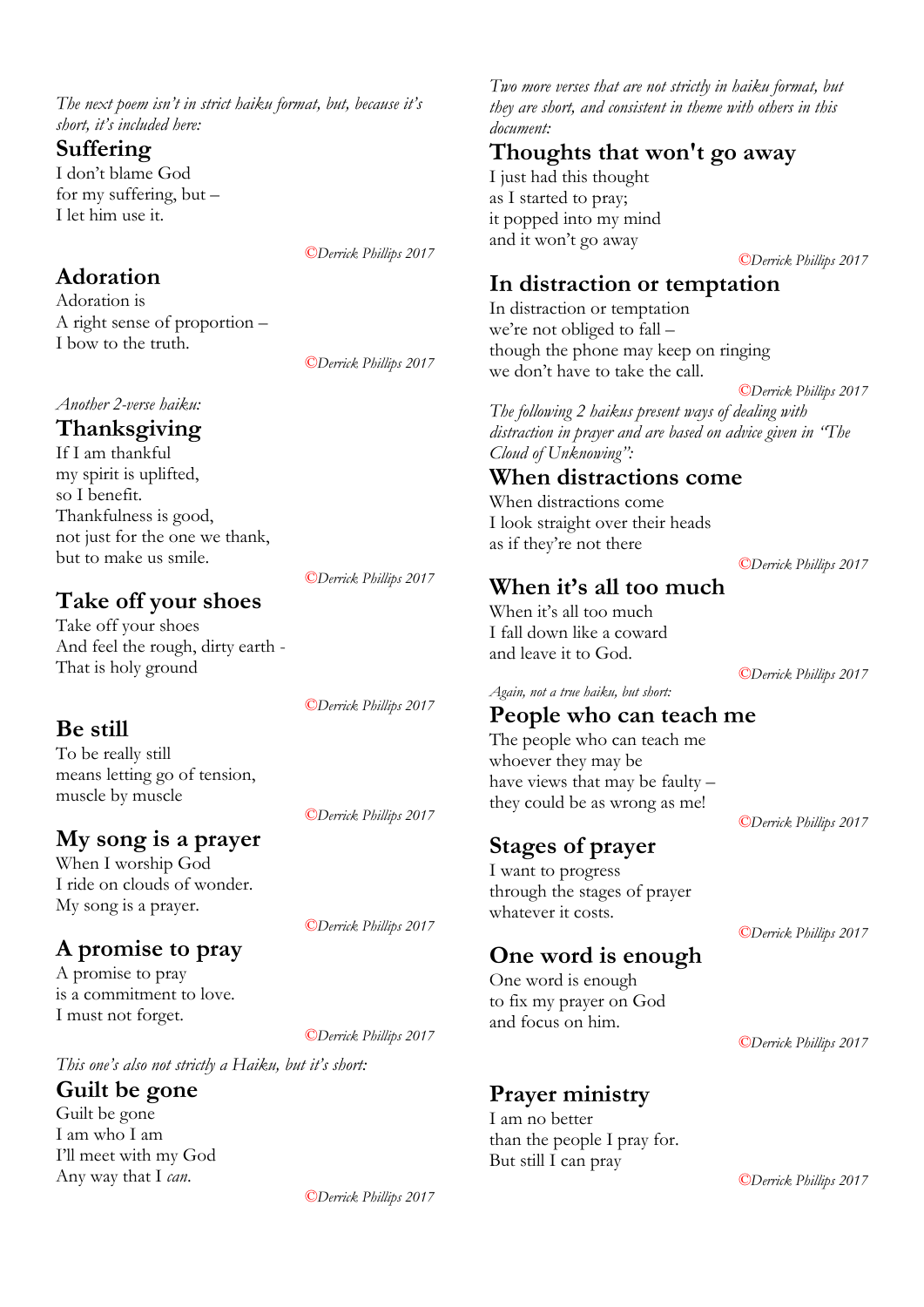*The next poem isn't in strict haiku format, but, because it's short, it's included here:*

## Suffering

I don't blame God
for my suffering, but –
I let him use it.

*©Derrick Phillips 2017*

## Adoration

Adoration is
A right sense of proportion –
I bow to the truth.

*©Derrick Phillips 2017*

*Another 2-verse haiku:*

## Thanksgiving

If I am thankful
my spirit is uplifted,
so I benefit.
Thankfulness is good,
not just for the one we thank,
but to make us smile.

*©Derrick Phillips 2017*

## Take off your shoes

Take off your shoes
And feel the rough, dirty earth -
That is holy ground

*©Derrick Phillips 2017*

## Be still

To be really still
means letting go of tension,
muscle by muscle

*©Derrick Phillips 2017*

## My song is a prayer

When I worship God
I ride on clouds of wonder.
My song is a prayer.

*©Derrick Phillips 2017*

## A promise to pray

A promise to pray
is a commitment to love.
I must not forget.

*©Derrick Phillips 2017*

*This one's also not strictly a Haiku, but it's short:*

## Guilt be gone

Guilt be gone
I am who I am
I'll meet with my God
Any way that I *can*.

*©Derrick Phillips 2017*

*Two more verses that are not strictly in haiku format, but they are short, and consistent in theme with others in this document:*

## Thoughts that won't go away

I just had this thought
as I started to pray;
it popped into my mind
and it won't go away

*©Derrick Phillips 2017*

## In distraction or temptation

In distraction or temptation
we're not obliged to fall –
though the phone may keep on ringing
we don't have to take the call.

*©Derrick Phillips 2017*

*The following 2 haikus present ways of dealing with distraction in prayer and are based on advice given in "The Cloud of Unknowing":*

## When distractions come

When distractions come
I look straight over their heads
as if they're not there

*©Derrick Phillips 2017*

## When it's all too much

When it's all too much
I fall down like a coward
and leave it to God.

*©Derrick Phillips 2017*

*Again, not a true haiku, but short:*

## People who can teach me

The people who can teach me
whoever they may be
have views that may be faulty –
they could be as wrong as me!

*©Derrick Phillips 2017*

## Stages of prayer

I want to progress
through the stages of prayer
whatever it costs.

*©Derrick Phillips 2017*

## One word is enough

One word is enough
to fix my prayer on God
and focus on him.

*©Derrick Phillips 2017*

## Prayer ministry

I am no better
than the people I pray for.
But still I can pray

*©Derrick Phillips 2017*